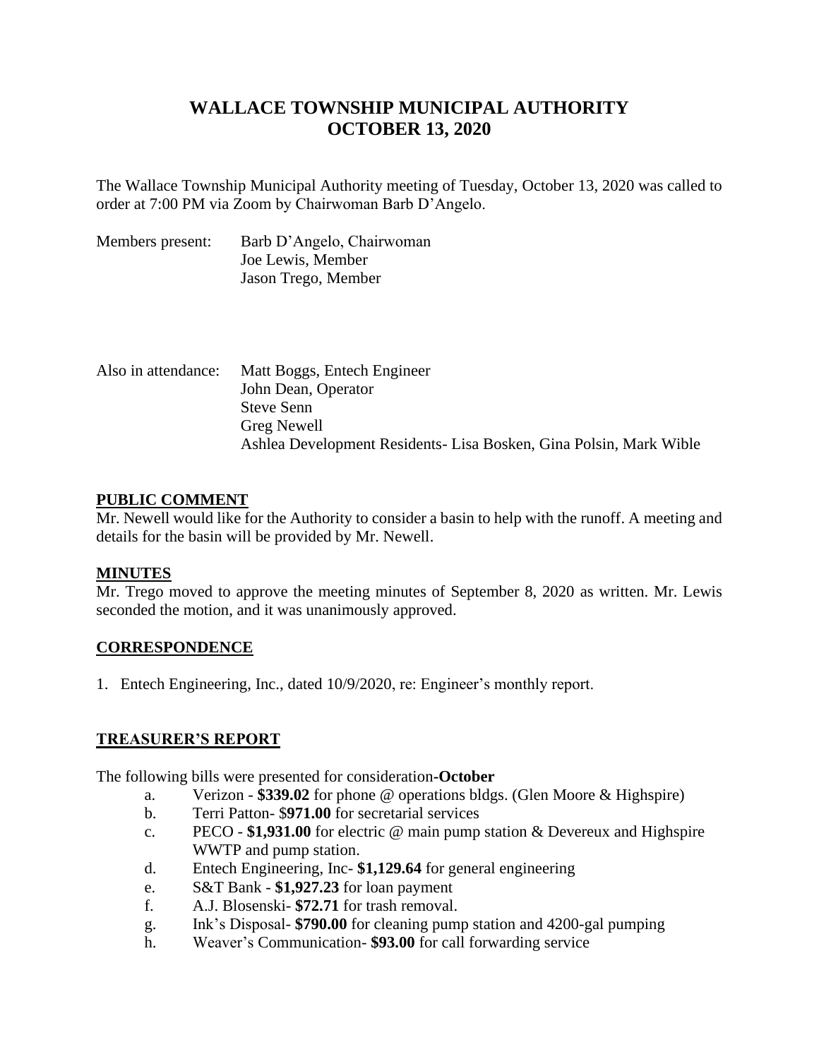# WALLACE TOWNSHIP MUNICIPAL AUTHORITY
# OCTOBER 13, 2020

The Wallace Township Municipal Authority meeting of Tuesday, October 13, 2020 was called to order at 7:00 PM via Zoom by Chairwoman Barb D'Angelo.

Members present: Barb D'Angelo, Chairwoman
Joe Lewis, Member
Jason Trego, Member

Also in attendance: Matt Boggs, Entech Engineer
John Dean, Operator
Steve Senn
Greg Newell
Ashlea Development Residents- Lisa Bosken, Gina Polsin, Mark Wible

## PUBLIC COMMENT

Mr. Newell would like for the Authority to consider a basin to help with the runoff. A meeting and details for the basin will be provided by Mr. Newell.

## MINUTES

Mr. Trego moved to approve the meeting minutes of September 8, 2020 as written. Mr. Lewis seconded the motion, and it was unanimously approved.

## CORRESPONDENCE

1. Entech Engineering, Inc., dated 10/9/2020, re: Engineer's monthly report.

## TREASURER'S REPORT

The following bills were presented for consideration-**October**

a. Verizon - **$339.02** for phone @ operations bldgs. (Glen Moore & Highspire)
b. Terri Patton- $**971.00** for secretarial services
c. PECO - **$1,931.00** for electric @ main pump station & Devereux and Highspire WWTP and pump station.
d. Entech Engineering, Inc- **$1,129.64** for general engineering
e. S&T Bank - **$1,927.23** for loan payment
f. A.J. Blosenski- **$72.71** for trash removal.
g. Ink's Disposal- **$790.00** for cleaning pump station and 4200-gal pumping
h. Weaver's Communication- **$93.00** for call forwarding service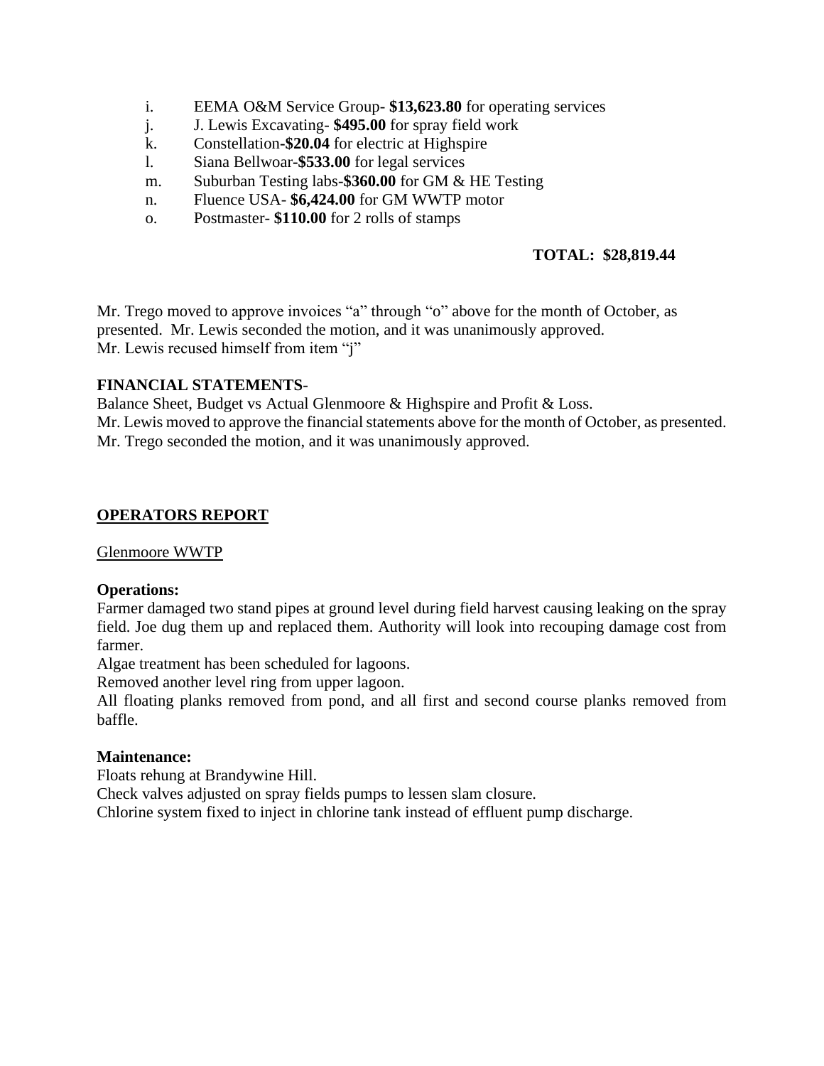i. EEMA O&M Service Group- **$13,623.80** for operating services
j. J. Lewis Excavating**- $495.00** for spray field work
k. Constellation**-$20.04** for electric at Highspire
l. Siana Bellwoar**-$533.00** for legal services
m. Suburban Testing labs-**$360.00** for GM & HE Testing
n. Fluence USA- **$6,424.00** for GM WWTP motor
o. Postmaster**- $110.00** for 2 rolls of stamps

**TOTAL: $28,819.44**

Mr. Trego moved to approve invoices "a" through "o" above for the month of October, as presented. Mr. Lewis seconded the motion, and it was unanimously approved.
Mr. Lewis recused himself from item "j"

**FINANCIAL STATEMENTS**-
Balance Sheet, Budget vs Actual Glenmoore & Highspire and Profit & Loss.
Mr. Lewis moved to approve the financial statements above for the month of October, as presented. Mr. Trego seconded the motion, and it was unanimously approved.

## **OPERATORS REPORT**

Glenmoore WWTP

**Operations:**
Farmer damaged two stand pipes at ground level during field harvest causing leaking on the spray field. Joe dug them up and replaced them. Authority will look into recouping damage cost from farmer.
Algae treatment has been scheduled for lagoons.
Removed another level ring from upper lagoon.
All floating planks removed from pond, and all first and second course planks removed from baffle.

**Maintenance:**
Floats rehung at Brandywine Hill.
Check valves adjusted on spray fields pumps to lessen slam closure.
Chlorine system fixed to inject in chlorine tank instead of effluent pump discharge.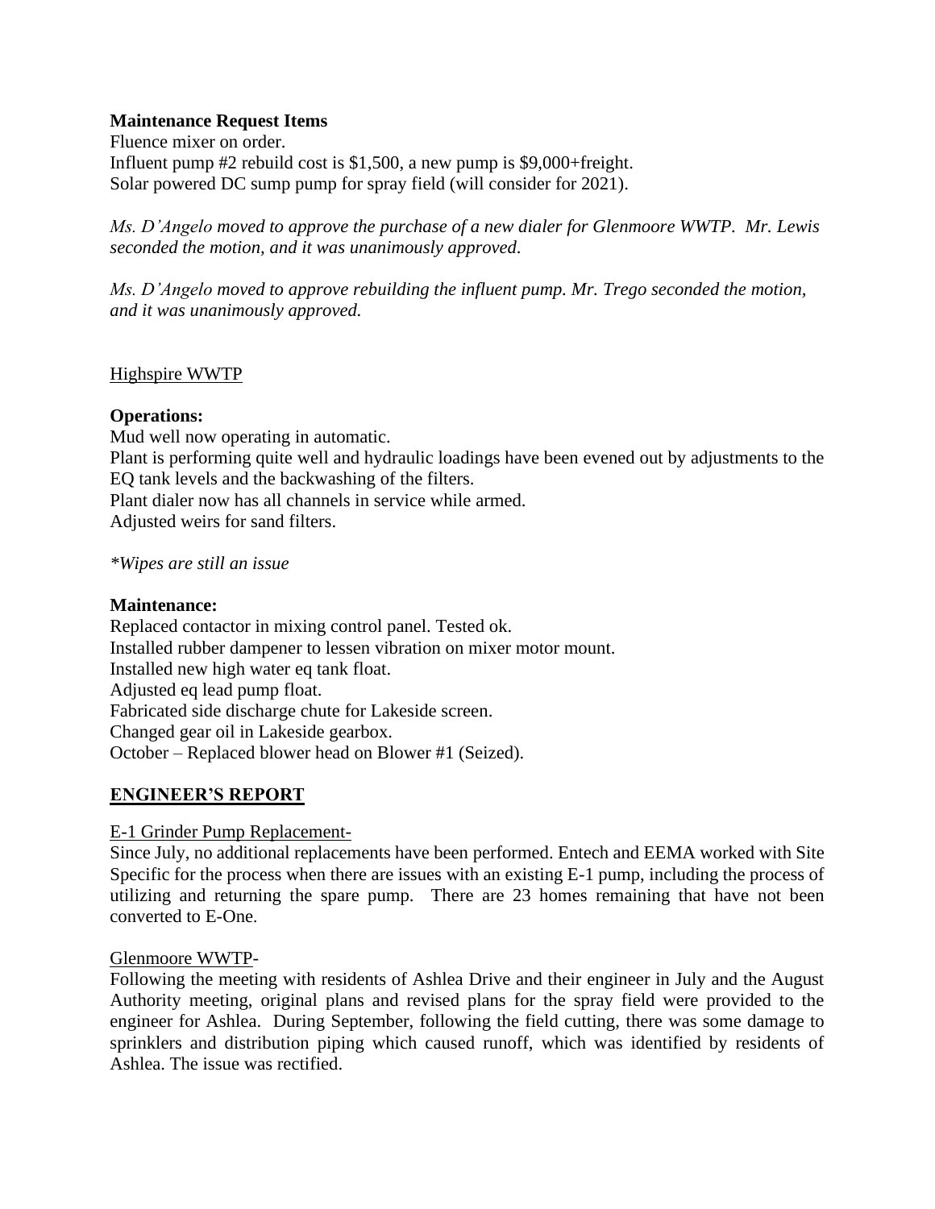**Maintenance Request Items**

Fluence mixer on order.
Influent pump #2 rebuild cost is $1,500, a new pump is $9,000+freight.
Solar powered DC sump pump for spray field (will consider for 2021).

*Ms. D'Angelo moved to approve the purchase of a new dialer for Glenmoore WWTP. Mr. Lewis seconded the motion, and it was unanimously approved.*

*Ms. D'Angelo moved to approve rebuilding the influent pump. Mr. Trego seconded the motion, and it was unanimously approved.*

<u>Highspire WWTP</u>

**Operations:**

Mud well now operating in automatic.
Plant is performing quite well and hydraulic loadings have been evened out by adjustments to the EQ tank levels and the backwashing of the filters.
Plant dialer now has all channels in service while armed.
Adjusted weirs for sand filters.

*\*Wipes are still an issue*

**Maintenance:**

Replaced contactor in mixing control panel. Tested ok.
Installed rubber dampener to lessen vibration on mixer motor mount.
Installed new high water eq tank float.
Adjusted eq lead pump float.
Fabricated side discharge chute for Lakeside screen.
Changed gear oil in Lakeside gearbox.
October – Replaced blower head on Blower #1 (Seized).

## ENGINEER'S REPORT

<u>E-1 Grinder Pump Replacement</u>-

Since July, no additional replacements have been performed. Entech and EEMA worked with Site Specific for the process when there are issues with an existing E-1 pump, including the process of utilizing and returning the spare pump. There are 23 homes remaining that have not been converted to E-One.

<u>Glenmoore WWTP</u>-

Following the meeting with residents of Ashlea Drive and their engineer in July and the August Authority meeting, original plans and revised plans for the spray field were provided to the engineer for Ashlea. During September, following the field cutting, there was some damage to sprinklers and distribution piping which caused runoff, which was identified by residents of Ashlea. The issue was rectified.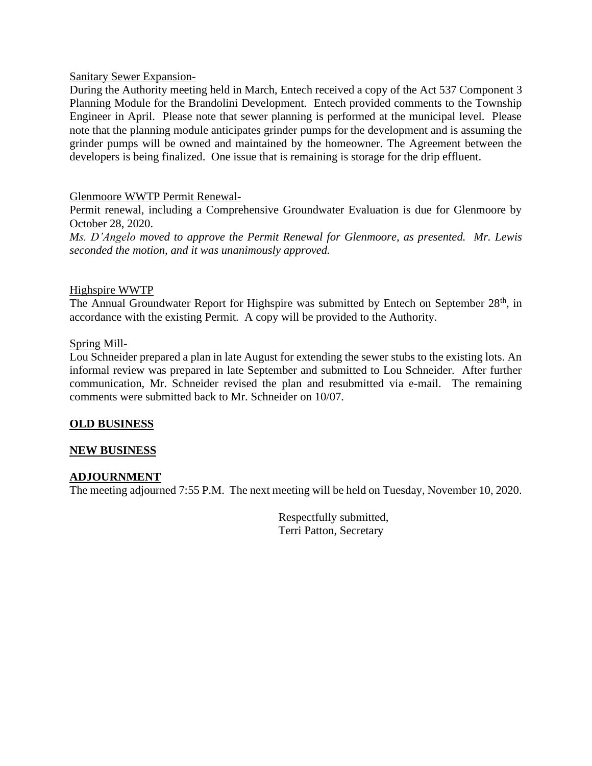Sanitary Sewer Expansion-

During the Authority meeting held in March, Entech received a copy of the Act 537 Component 3 Planning Module for the Brandolini Development. Entech provided comments to the Township Engineer in April. Please note that sewer planning is performed at the municipal level. Please note that the planning module anticipates grinder pumps for the development and is assuming the grinder pumps will be owned and maintained by the homeowner. The Agreement between the developers is being finalized. One issue that is remaining is storage for the drip effluent.

Glenmoore WWTP Permit Renewal-

Permit renewal, including a Comprehensive Groundwater Evaluation is due for Glenmoore by October 28, 2020.

*Ms. D'Angelo moved to approve the Permit Renewal for Glenmoore, as presented. Mr. Lewis seconded the motion, and it was unanimously approved.*

Highspire WWTP

The Annual Groundwater Report for Highspire was submitted by Entech on September 28th, in accordance with the existing Permit. A copy will be provided to the Authority.

Spring Mill-

Lou Schneider prepared a plan in late August for extending the sewer stubs to the existing lots. An informal review was prepared in late September and submitted to Lou Schneider. After further communication, Mr. Schneider revised the plan and resubmitted via e-mail. The remaining comments were submitted back to Mr. Schneider on 10/07.

**OLD BUSINESS**

**NEW BUSINESS**

**ADJOURNMENT**

The meeting adjourned 7:55 P.M. The next meeting will be held on Tuesday, November 10, 2020.

Respectfully submitted,
Terri Patton, Secretary